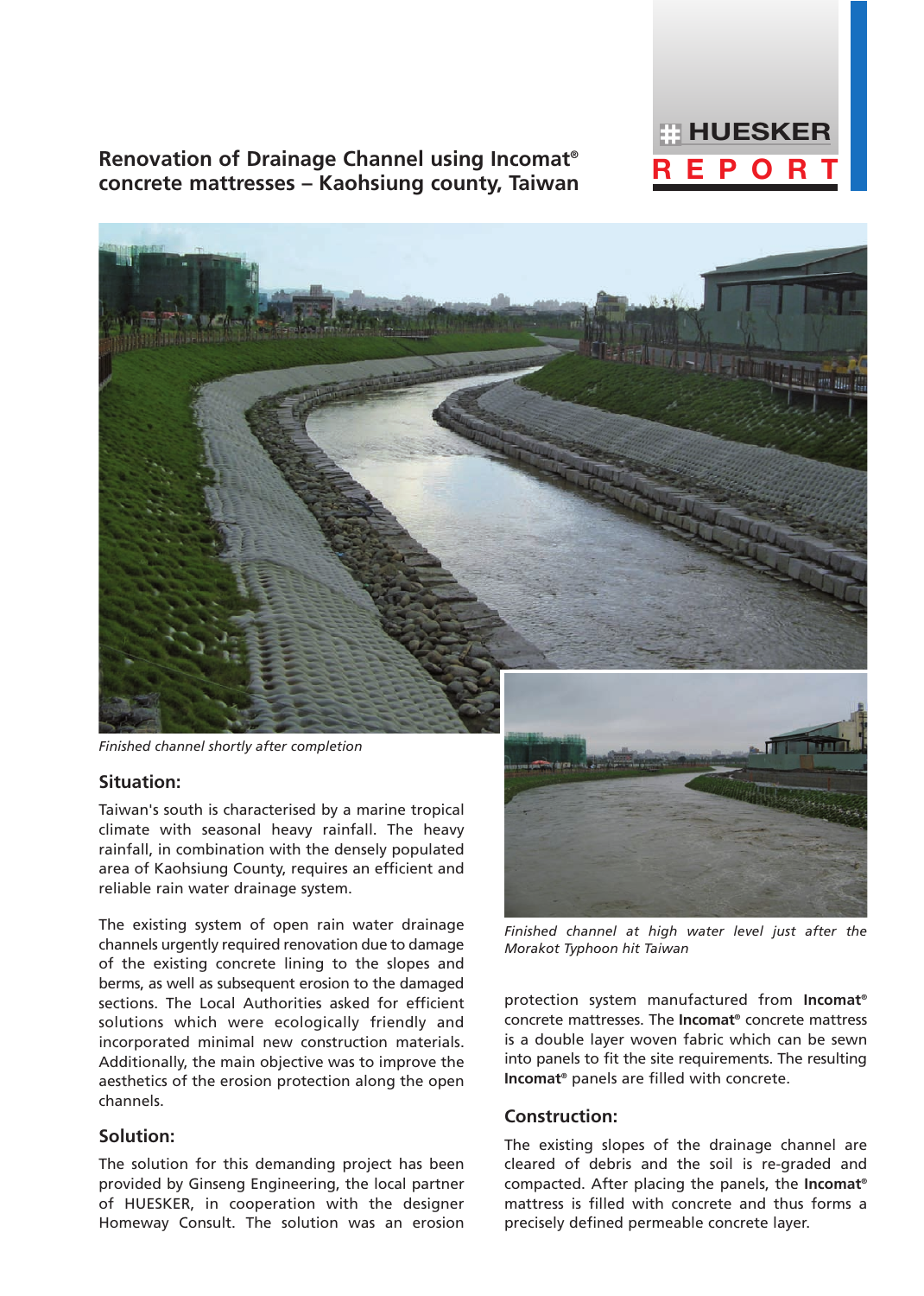# Renovation of Drainage Channel using Incomat® concrete mattresses – Kaohsiung county, Taiwan

HUESKER REPORT

*Finished channel shortly after completion*

## Situation:

Taiwan's south is characterised by a marine tropical climate with seasonal heavy rainfall. The heavy rainfall, in combination with the densely populated area of Kaohsiung County, requires an efficient and reliable rain water drainage system.

The existing system of open rain water drainage channels urgently required renovation due to damage of the existing concrete lining to the slopes and berms, as well as subsequent erosion to the damaged sections. The Local Authorities asked for efficient solutions which were ecologically friendly and incorporated minimal new construction materials. Additionally, the main objective was to improve the aesthetics of the erosion protection along the open channels.

## Solution:

The solution for this demanding project has been provided by Ginseng Engineering, the local partner of HUESKER, in cooperation with the designer Homeway Consult. The solution was an erosion protection system manufactured from **Incomat®** concrete mattresses. The **Incomat®** concrete mattress is a double layer woven fabric which can be sewn into panels to fit the site requirements. The resulting **Incomat®** panels are filled with concrete.

*Finished channel at high water level just after the Morakot Typhoon hit Taiwan*

## Construction:

The existing slopes of the drainage channel are cleared of debris and the soil is re-graded and compacted. After placing the panels, the **Incomat®** mattress is filled with concrete and thus forms a precisely defined permeable concrete layer.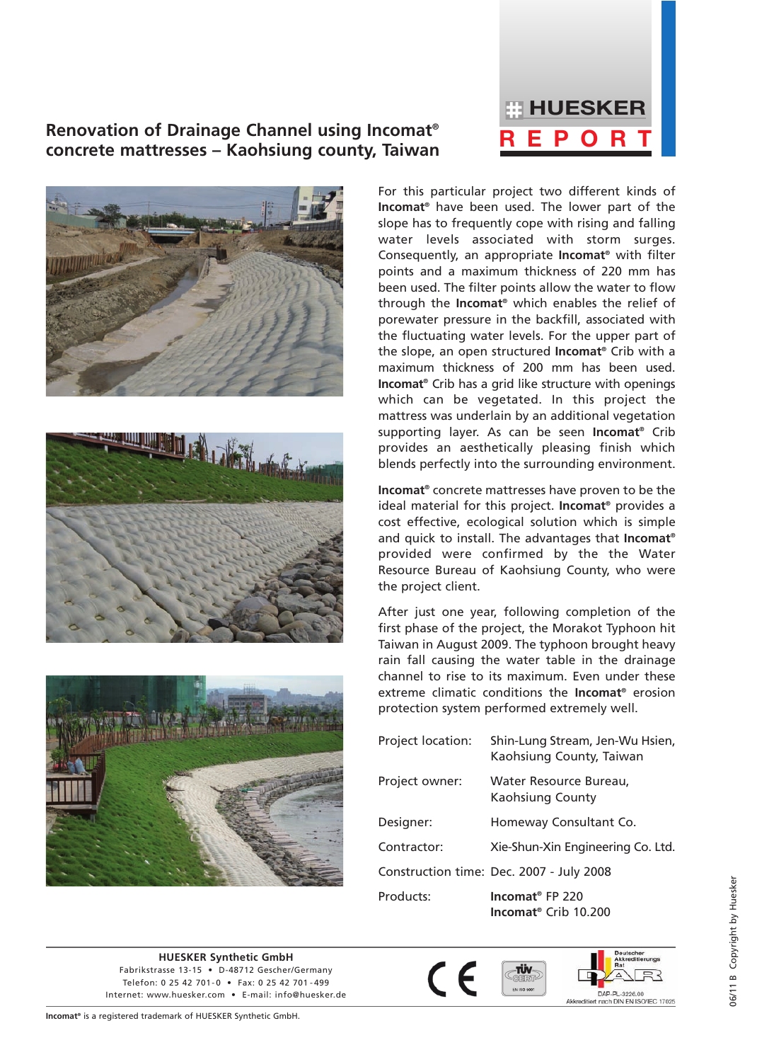# Renovation of Drainage Channel using Incomat® concrete mattresses – Kaohsiung county, Taiwan

For this particular project two different kinds of **Incomat®** have been used. The lower part of the slope has to frequently cope with rising and falling water levels associated with storm surges. Consequently, an appropriate **Incomat®** with filter points and a maximum thickness of 220 mm has been used. The filter points allow the water to flow through the **Incomat®** which enables the relief of porewater pressure in the backfill, associated with the fluctuating water levels. For the upper part of the slope, an open structured **Incomat®** Crib with a maximum thickness of 200 mm has been used. **Incomat®** Crib has a grid like structure with openings which can be vegetated. In this project the mattress was underlain by an additional vegetation supporting layer. As can be seen **Incomat®** Crib provides an aesthetically pleasing finish which blends perfectly into the surrounding environment.

**Incomat®** concrete mattresses have proven to be the ideal material for this project. **Incomat®** provides a cost effective, ecological solution which is simple and quick to install. The advantages that **Incomat®** provided were confirmed by the the Water Resource Bureau of Kaohsiung County, who were the project client.

After just one year, following completion of the first phase of the project, the Morakot Typhoon hit Taiwan in August 2009. The typhoon brought heavy rain fall causing the water table in the drainage channel to rise to its maximum. Even under these extreme climatic conditions the **Incomat®** erosion protection system performed extremely well.

| | |
|---|---|
| Project location: | Shin-Lung Stream, Jen-Wu Hsien, Kaohsiung County, Taiwan |
| Project owner: | Water Resource Bureau, Kaohsiung County |
| Designer: | Homeway Consultant Co. |
| Contractor: | Xie-Shun-Xin Engineering Co. Ltd. |
| Construction time: | Dec. 2007 - July 2008 |
| Products: | **Incomat®** FP 220<br>**Incomat®** Crib 10.200 |

**HUESKER Synthetic GmbH**
Fabrikstrasse 13-15 • D-48712 Gescher/Germany
Telefon: 0 25 42 701-0 • Fax: 0 25 42 701-499
Internet: www.huesker.com • E-mail: info@huesker.de

**Incomat®** is a registered trademark of HUESKER Synthetic GmbH.

06/11 B Copyright by Huesker